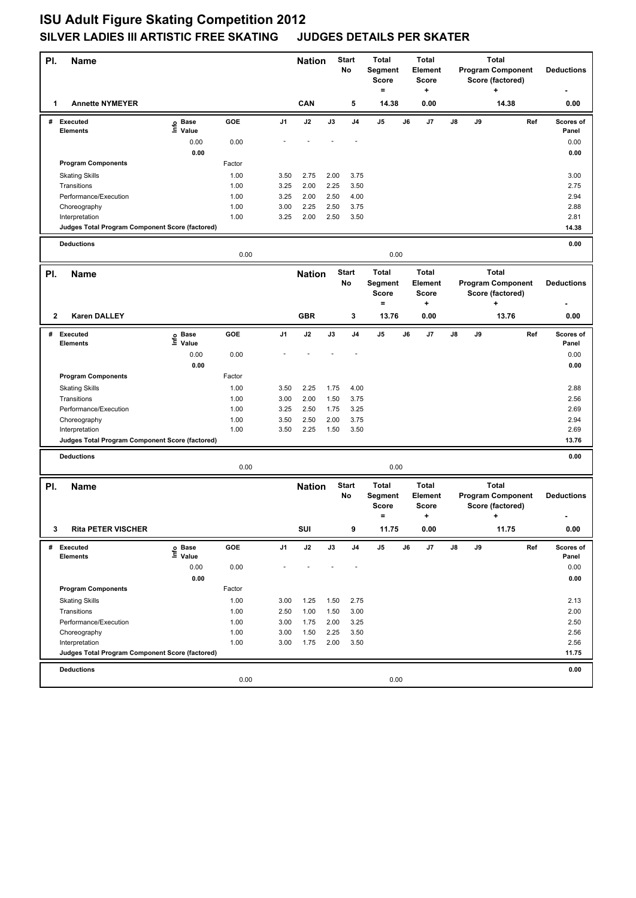# ISU Adult Figure Skating Competition 2012

## SILVER LADIES III ARTISTIC FREE SKATING JUDGES DETAILS PER SKATER

| Pl. | Name | Nation | Start No | Total Segment Score = | Total Element Score + | Total Program Component Score (factored) + | Deductions - |
|---|---|---|---|---|---|---|---|
| 1 | Annette NYMEYER | CAN | 5 | 14.38 | 0.00 | 14.38 | 0.00 |

| # | Executed Elements | Info | Base Value | GOE | J1 | J2 | J3 | J4 | J5 | J6 | J7 | J8 | J9 | Ref | Scores of Panel |
|---|---|---|---|---|---|---|---|---|---|---|---|---|---|---|---|
| | | | 0.00 | 0.00 | - | - | - | - | | | | | | | 0.00 |
| | | | 0.00 | | | | | | | | | | | | 0.00 |
| | **Program Components** | | | Factor | | | | | | | | | | | |
| | Skating Skills | | | 1.00 | 3.50 | 2.75 | 2.00 | 3.75 | | | | | | | 3.00 |
| | Transitions | | | 1.00 | 3.25 | 2.00 | 2.25 | 3.50 | | | | | | | 2.75 |
| | Performance/Execution | | | 1.00 | 3.25 | 2.00 | 2.50 | 4.00 | | | | | | | 2.94 |
| | Choreography | | | 1.00 | 3.00 | 2.25 | 2.50 | 3.75 | | | | | | | 2.88 |
| | Interpretation | | | 1.00 | 3.25 | 2.00 | 2.50 | 3.50 | | | | | | | 2.81 |
| | **Judges Total Program Component Score (factored)** | | | | | | | | | | | | | | 14.38 |
| | **Deductions** | | | 0.00 | | | | | 0.00 | | | | | | 0.00 |

| Pl. | Name | Nation | Start No | Total Segment Score = | Total Element Score + | Total Program Component Score (factored) + | Deductions - |
|---|---|---|---|---|---|---|---|
| 2 | Karen DALLEY | GBR | 3 | 13.76 | 0.00 | 13.76 | 0.00 |

| # | Executed Elements | Info | Base Value | GOE | J1 | J2 | J3 | J4 | J5 | J6 | J7 | J8 | J9 | Ref | Scores of Panel |
|---|---|---|---|---|---|---|---|---|---|---|---|---|---|---|---|
| | | | 0.00 | 0.00 | - | - | - | - | | | | | | | 0.00 |
| | | | 0.00 | | | | | | | | | | | | 0.00 |
| | **Program Components** | | | Factor | | | | | | | | | | | |
| | Skating Skills | | | 1.00 | 3.50 | 2.25 | 1.75 | 4.00 | | | | | | | 2.88 |
| | Transitions | | | 1.00 | 3.00 | 2.00 | 1.50 | 3.75 | | | | | | | 2.56 |
| | Performance/Execution | | | 1.00 | 3.25 | 2.50 | 1.75 | 3.25 | | | | | | | 2.69 |
| | Choreography | | | 1.00 | 3.50 | 2.50 | 2.00 | 3.75 | | | | | | | 2.94 |
| | Interpretation | | | 1.00 | 3.50 | 2.25 | 1.50 | 3.50 | | | | | | | 2.69 |
| | **Judges Total Program Component Score (factored)** | | | | | | | | | | | | | | 13.76 |
| | **Deductions** | | | 0.00 | | | | | 0.00 | | | | | | 0.00 |

| Pl. | Name | Nation | Start No | Total Segment Score = | Total Element Score + | Total Program Component Score (factored) + | Deductions - |
|---|---|---|---|---|---|---|---|
| 3 | Rita PETER VISCHER | SUI | 9 | 11.75 | 0.00 | 11.75 | 0.00 |

| # | Executed Elements | Info | Base Value | GOE | J1 | J2 | J3 | J4 | J5 | J6 | J7 | J8 | J9 | Ref | Scores of Panel |
|---|---|---|---|---|---|---|---|---|---|---|---|---|---|---|---|
| | | | 0.00 | 0.00 | - | - | - | - | | | | | | | 0.00 |
| | | | 0.00 | | | | | | | | | | | | 0.00 |
| | **Program Components** | | | Factor | | | | | | | | | | | |
| | Skating Skills | | | 1.00 | 3.00 | 1.25 | 1.50 | 2.75 | | | | | | | 2.13 |
| | Transitions | | | 1.00 | 2.50 | 1.00 | 1.50 | 3.00 | | | | | | | 2.00 |
| | Performance/Execution | | | 1.00 | 3.00 | 1.75 | 2.00 | 3.25 | | | | | | | 2.50 |
| | Choreography | | | 1.00 | 3.00 | 1.50 | 2.25 | 3.50 | | | | | | | 2.56 |
| | Interpretation | | | 1.00 | 3.00 | 1.75 | 2.00 | 3.50 | | | | | | | 2.56 |
| | **Judges Total Program Component Score (factored)** | | | | | | | | | | | | | | 11.75 |
| | **Deductions** | | | 0.00 | | | | | 0.00 | | | | | | 0.00 |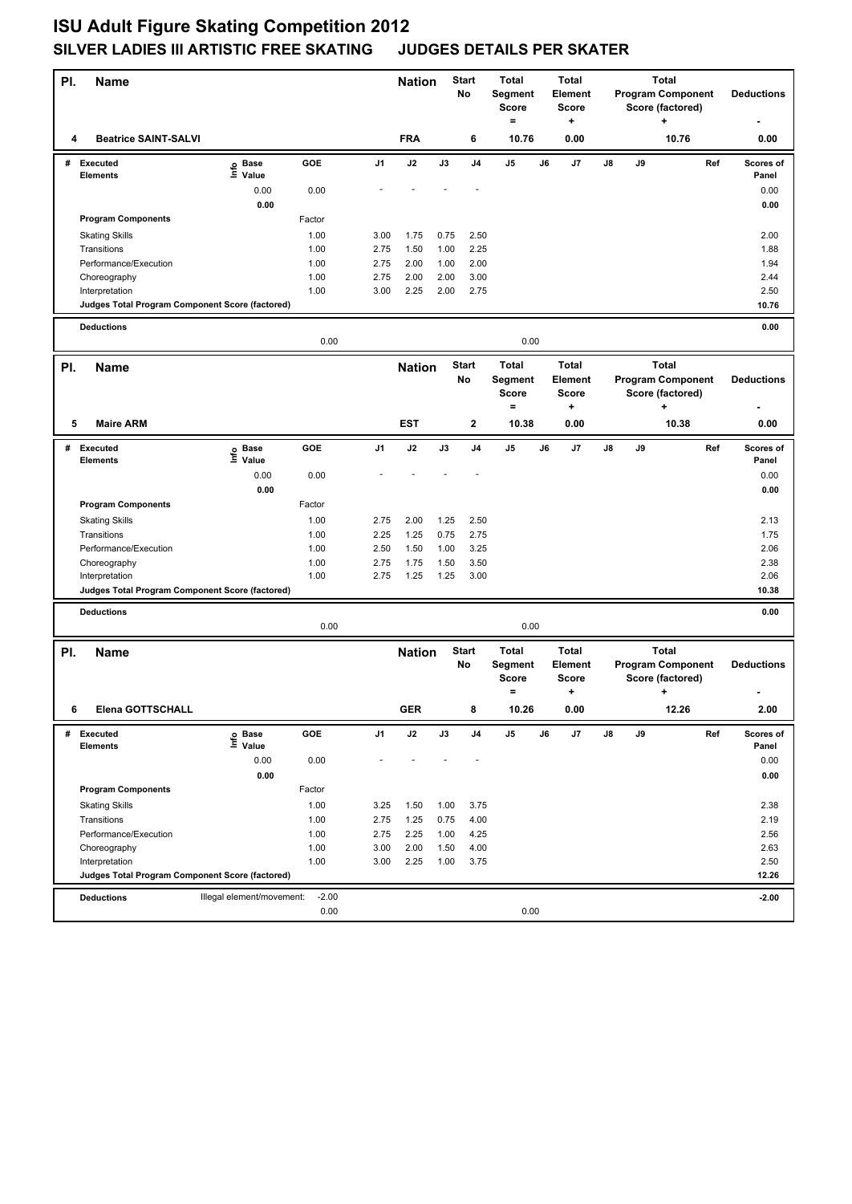# ISU Adult Figure Skating Competition 2012

## SILVER LADIES III ARTISTIC FREE SKATING JUDGES DETAILS PER SKATER

| Pl. | Name | Nation | Start No | Total Segment Score = | Total Element Score + | Total Program Component Score (factored) + | Deductions - |
|---|---|---|---|---|---|---|---|
| 4 | Beatrice SAINT-SALVI | FRA | 6 | 10.76 | 0.00 | 10.76 | 0.00 |

| # | Executed Elements | Info | Base Value | GOE | J1 | J2 | J3 | J4 | J5 | J6 | J7 | J8 | J9 | Ref | Scores of Panel |
|---|---|---|---|---|---|---|---|---|---|---|---|---|---|---|---|
| | | | 0.00 | 0.00 | - | - | - | - | | | | | | | 0.00 |
| | | | 0.00 | | | | | | | | | | | | 0.00 |
| | Program Components | | | Factor | | | | | | | | | | | |
| | Skating Skills | | | 1.00 | 3.00 | 1.75 | 0.75 | 2.50 | | | | | | | 2.00 |
| | Transitions | | | 1.00 | 2.75 | 1.50 | 1.00 | 2.25 | | | | | | | 1.88 |
| | Performance/Execution | | | 1.00 | 2.75 | 2.00 | 1.00 | 2.00 | | | | | | | 1.94 |
| | Choreography | | | 1.00 | 2.75 | 2.00 | 2.00 | 3.00 | | | | | | | 2.44 |
| | Interpretation | | | 1.00 | 3.00 | 2.25 | 2.00 | 2.75 | | | | | | | 2.50 |
| | Judges Total Program Component Score (factored) | | | | | | | | | | | | | | 10.76 |
| | Deductions | | | | | | | | | | | | | | 0.00 |
| | | | | 0.00 | | | | | 0.00 | | | | | | |

| Pl. | Name | Nation | Start No | Total Segment Score = | Total Element Score + | Total Program Component Score (factored) + | Deductions - |
|---|---|---|---|---|---|---|---|
| 5 | Maire ARM | EST | 2 | 10.38 | 0.00 | 10.38 | 0.00 |

| # | Executed Elements | Info | Base Value | GOE | J1 | J2 | J3 | J4 | J5 | J6 | J7 | J8 | J9 | Ref | Scores of Panel |
|---|---|---|---|---|---|---|---|---|---|---|---|---|---|---|---|
| | | | 0.00 | 0.00 | - | - | - | - | | | | | | | 0.00 |
| | | | 0.00 | | | | | | | | | | | | 0.00 |
| | Program Components | | | Factor | | | | | | | | | | | |
| | Skating Skills | | | 1.00 | 2.75 | 2.00 | 1.25 | 2.50 | | | | | | | 2.13 |
| | Transitions | | | 1.00 | 2.25 | 1.25 | 0.75 | 2.75 | | | | | | | 1.75 |
| | Performance/Execution | | | 1.00 | 2.50 | 1.50 | 1.00 | 3.25 | | | | | | | 2.06 |
| | Choreography | | | 1.00 | 2.75 | 1.75 | 1.50 | 3.50 | | | | | | | 2.38 |
| | Interpretation | | | 1.00 | 2.75 | 1.25 | 1.25 | 3.00 | | | | | | | 2.06 |
| | Judges Total Program Component Score (factored) | | | | | | | | | | | | | | 10.38 |
| | Deductions | | | | | | | | | | | | | | 0.00 |
| | | | | 0.00 | | | | | 0.00 | | | | | | |

| Pl. | Name | Nation | Start No | Total Segment Score = | Total Element Score + | Total Program Component Score (factored) + | Deductions - |
|---|---|---|---|---|---|---|---|
| 6 | Elena GOTTSCHALL | GER | 8 | 10.26 | 0.00 | 12.26 | 2.00 |

| # | Executed Elements | Info | Base Value | GOE | J1 | J2 | J3 | J4 | J5 | J6 | J7 | J8 | J9 | Ref | Scores of Panel |
|---|---|---|---|---|---|---|---|---|---|---|---|---|---|---|---|
| | | | 0.00 | 0.00 | - | - | - | - | | | | | | | 0.00 |
| | | | 0.00 | | | | | | | | | | | | 0.00 |
| | Program Components | | | Factor | | | | | | | | | | | |
| | Skating Skills | | | 1.00 | 3.25 | 1.50 | 1.00 | 3.75 | | | | | | | 2.38 |
| | Transitions | | | 1.00 | 2.75 | 1.25 | 0.75 | 4.00 | | | | | | | 2.19 |
| | Performance/Execution | | | 1.00 | 2.75 | 2.25 | 1.00 | 4.25 | | | | | | | 2.56 |
| | Choreography | | | 1.00 | 3.00 | 2.00 | 1.50 | 4.00 | | | | | | | 2.63 |
| | Interpretation | | | 1.00 | 3.00 | 2.25 | 1.00 | 3.75 | | | | | | | 2.50 |
| | Judges Total Program Component Score (factored) | | | | | | | | | | | | | | 12.26 |
| | Deductions | Illegal element/movement: | | -2.00 | | | | | | | | | | | -2.00 |
| | | | | 0.00 | | | | | 0.00 | | | | | | |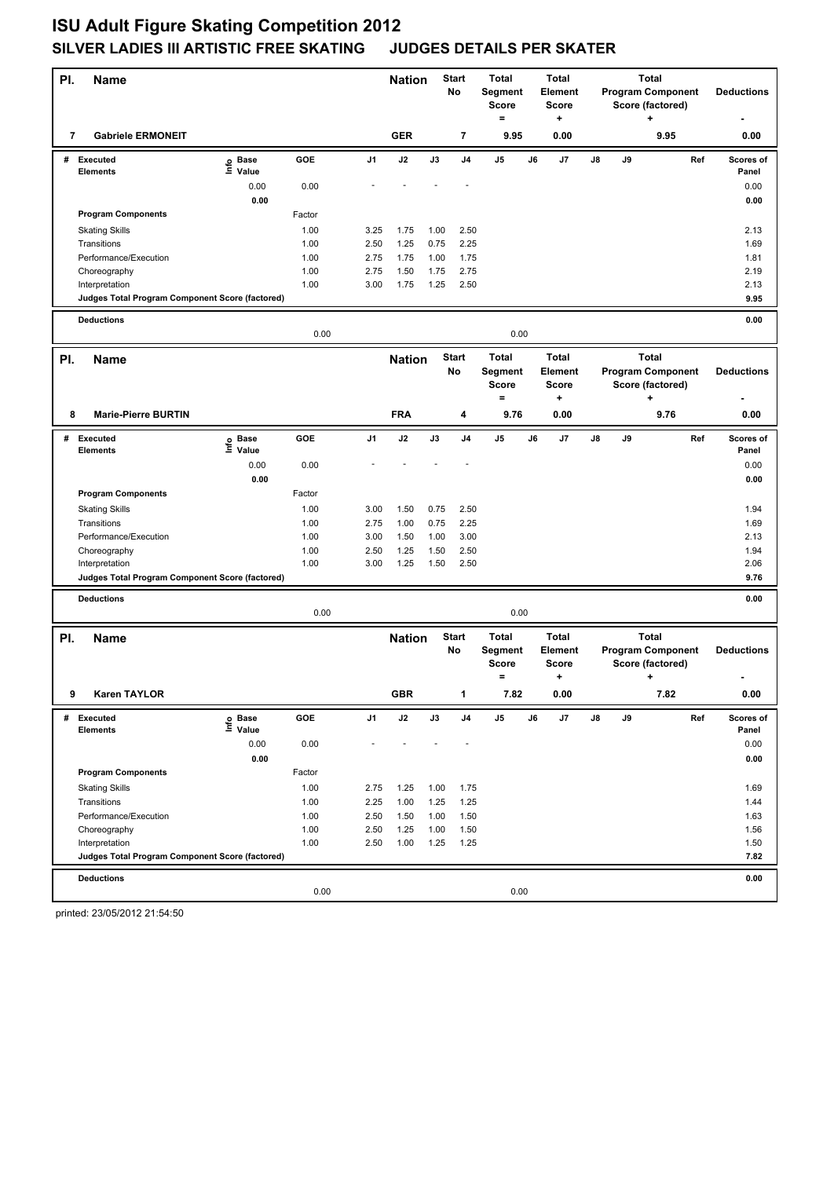# ISU Adult Figure Skating Competition 2012

## SILVER LADIES III ARTISTIC FREE SKATING JUDGES DETAILS PER SKATER

| Pl. | Name | Nation | Start No | Total Segment Score = | Total Element Score + | Total Program Component Score (factored) + | Deductions - |
|---|---|---|---|---|---|---|---|
| 7 | Gabriele ERMONEIT | GER | 7 | 9.95 | 0.00 | 9.95 | 0.00 |

| # | Executed Elements | Info | Base Value | GOE | J1 | J2 | J3 | J4 | J5 | J6 | J7 | J8 | J9 | Ref | Scores of Panel |
|---|---|---|---|---|---|---|---|---|---|---|---|---|---|---|---|
| | | | 0.00 | 0.00 | - | - | - | - | | | | | | | 0.00 |
| | | | 0.00 | | | | | | | | | | | | 0.00 |
| | **Program Components** | | | Factor | | | | | | | | | | | |
| | Skating Skills | | | 1.00 | 3.25 | 1.75 | 1.00 | 2.50 | | | | | | | 2.13 |
| | Transitions | | | 1.00 | 2.50 | 1.25 | 0.75 | 2.25 | | | | | | | 1.69 |
| | Performance/Execution | | | 1.00 | 2.75 | 1.75 | 1.00 | 1.75 | | | | | | | 1.81 |
| | Choreography | | | 1.00 | 2.75 | 1.50 | 1.75 | 2.75 | | | | | | | 2.19 |
| | Interpretation | | | 1.00 | 3.00 | 1.75 | 1.25 | 2.50 | | | | | | | 2.13 |
| | **Judges Total Program Component Score (factored)** | | | | | | | | | | | | | | 9.95 |
| | **Deductions** | | | 0.00 | | | | | 0.00 | | | | | | 0.00 |

| Pl. | Name | Nation | Start No | Total Segment Score = | Total Element Score + | Total Program Component Score (factored) + | Deductions - |
|---|---|---|---|---|---|---|---|
| 8 | Marie-Pierre BURTIN | FRA | 4 | 9.76 | 0.00 | 9.76 | 0.00 |

| # | Executed Elements | Info | Base Value | GOE | J1 | J2 | J3 | J4 | J5 | J6 | J7 | J8 | J9 | Ref | Scores of Panel |
|---|---|---|---|---|---|---|---|---|---|---|---|---|---|---|---|
| | | | 0.00 | 0.00 | - | - | - | - | | | | | | | 0.00 |
| | | | 0.00 | | | | | | | | | | | | 0.00 |
| | **Program Components** | | | Factor | | | | | | | | | | | |
| | Skating Skills | | | 1.00 | 3.00 | 1.50 | 0.75 | 2.50 | | | | | | | 1.94 |
| | Transitions | | | 1.00 | 2.75 | 1.00 | 0.75 | 2.25 | | | | | | | 1.69 |
| | Performance/Execution | | | 1.00 | 3.00 | 1.50 | 1.00 | 3.00 | | | | | | | 2.13 |
| | Choreography | | | 1.00 | 2.50 | 1.25 | 1.50 | 2.50 | | | | | | | 1.94 |
| | Interpretation | | | 1.00 | 3.00 | 1.25 | 1.50 | 2.50 | | | | | | | 2.06 |
| | **Judges Total Program Component Score (factored)** | | | | | | | | | | | | | | 9.76 |
| | **Deductions** | | | 0.00 | | | | | 0.00 | | | | | | 0.00 |

| Pl. | Name | Nation | Start No | Total Segment Score = | Total Element Score + | Total Program Component Score (factored) + | Deductions - |
|---|---|---|---|---|---|---|---|
| 9 | Karen TAYLOR | GBR | 1 | 7.82 | 0.00 | 7.82 | 0.00 |

| # | Executed Elements | Info | Base Value | GOE | J1 | J2 | J3 | J4 | J5 | J6 | J7 | J8 | J9 | Ref | Scores of Panel |
|---|---|---|---|---|---|---|---|---|---|---|---|---|---|---|---|
| | | | 0.00 | 0.00 | - | - | - | - | | | | | | | 0.00 |
| | | | 0.00 | | | | | | | | | | | | 0.00 |
| | **Program Components** | | | Factor | | | | | | | | | | | |
| | Skating Skills | | | 1.00 | 2.75 | 1.25 | 1.00 | 1.75 | | | | | | | 1.69 |
| | Transitions | | | 1.00 | 2.25 | 1.00 | 1.25 | 1.25 | | | | | | | 1.44 |
| | Performance/Execution | | | 1.00 | 2.50 | 1.50 | 1.00 | 1.50 | | | | | | | 1.63 |
| | Choreography | | | 1.00 | 2.50 | 1.25 | 1.00 | 1.50 | | | | | | | 1.56 |
| | Interpretation | | | 1.00 | 2.50 | 1.00 | 1.25 | 1.25 | | | | | | | 1.50 |
| | **Judges Total Program Component Score (factored)** | | | | | | | | | | | | | | 7.82 |
| | **Deductions** | | | 0.00 | | | | | 0.00 | | | | | | 0.00 |

printed: 23/05/2012 21:54:50